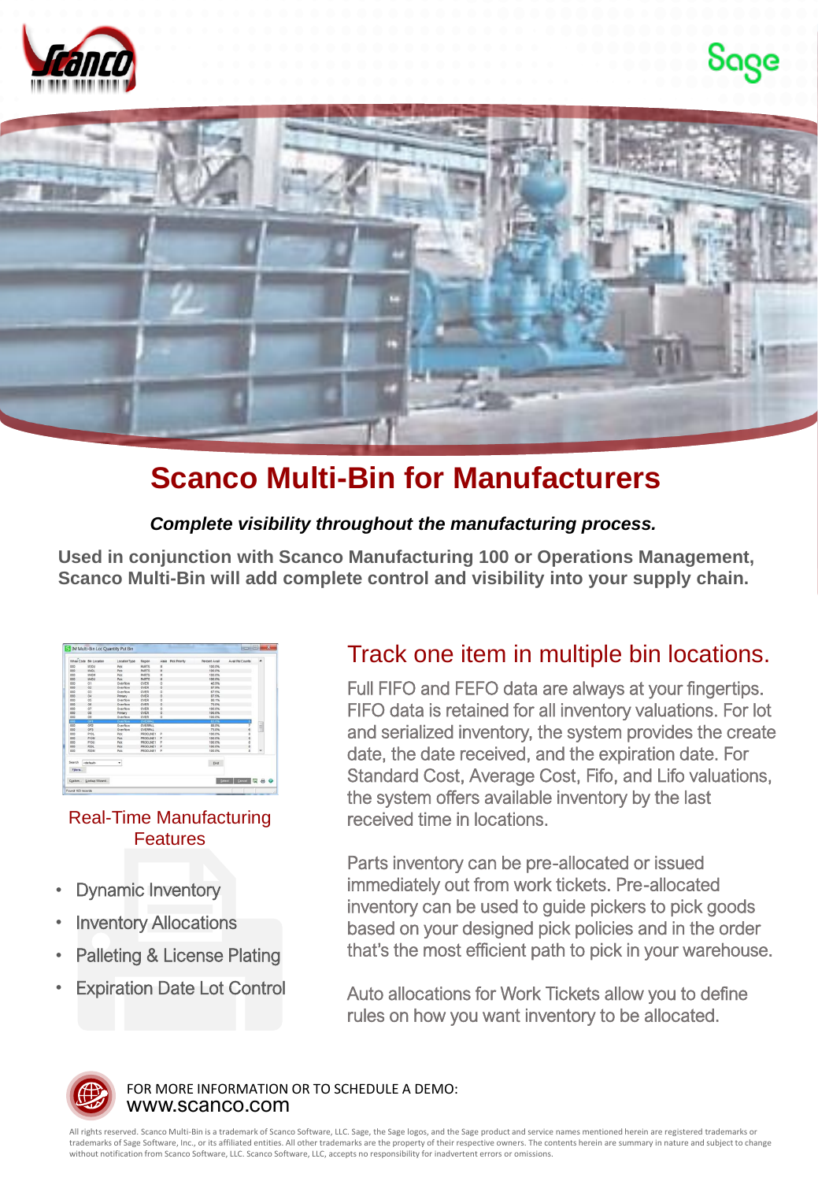# Scanco Multi-Bin for Manufacturers

***Complete visibility throughout the manufacturing process.***

**Used in conjunction with Scanco Manufacturing 100 or Operations Management, Scanco Multi-Bin will add complete control and visibility into your supply chain.**

## Real-Time Manufacturing Features

- Dynamic Inventory
- Inventory Allocations
- Palleting & License Plating
- Expiration Date Lot Control

## Track one item in multiple bin locations.

Full FIFO and FEFO data are always at your fingertips. FIFO data is retained for all inventory valuations. For lot and serialized inventory, the system provides the create date, the date received, and the expiration date. For Standard Cost, Average Cost, Fifo, and Lifo valuations, the system offers available inventory by the last received time in locations.

Parts inventory can be pre-allocated or issued immediately out from work tickets. Pre-allocated inventory can be used to guide pickers to pick goods based on your designed pick policies and in the order that's the most efficient path to pick in your warehouse.

Auto allocations for Work Tickets allow you to define rules on how you want inventory to be allocated.

FOR MORE INFORMATION OR TO SCHEDULE A DEMO:
www.scanco.com

All rights reserved. Scanco Multi-Bin is a trademark of Scanco Software, LLC. Sage, the Sage logos, and the Sage product and service names mentioned herein are registered trademarks or trademarks of Sage Software, Inc., or its affiliated entities. All other trademarks are the property of their respective owners. The contents herein are summary in nature and subject to change without notification from Scanco Software, LLC. Scanco Software, LLC, accepts no responsibility for inadvertent errors or omissions.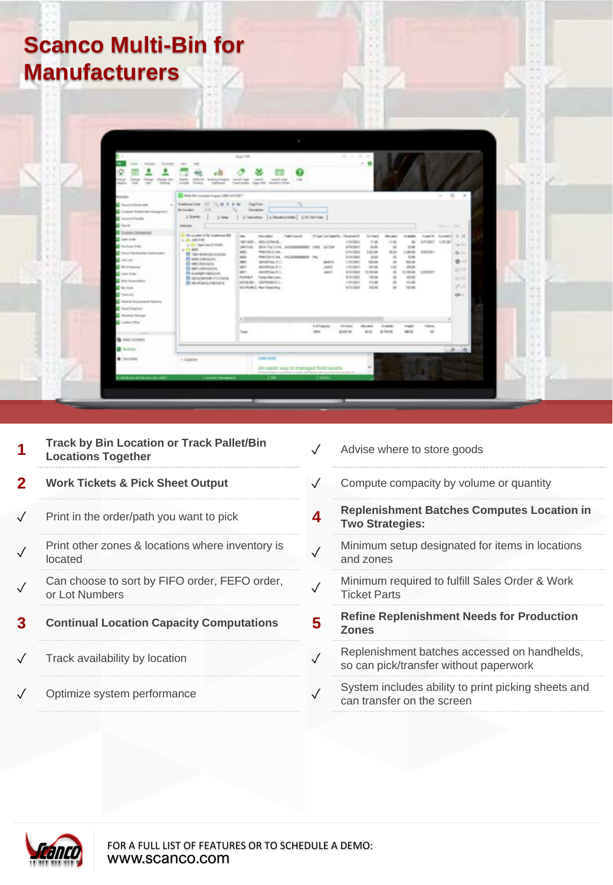# Scanco Multi-Bin for Manufacturers

**1 Track by Bin Location or Track Pallet/Bin Locations Together**

- ✓ Advise where to store goods
- ✓ Compute compacity by volume or quantity

**2 Work Tickets & Pick Sheet Output**

- ✓ Print in the order/path you want to pick
- ✓ Print other zones & locations where inventory is located
- ✓ Can choose to sort by FIFO order, FEFO order, or Lot Numbers

**3 Continual Location Capacity Computations**

- ✓ Track availability by location
- ✓ Optimize system performance

**4 Replenishment Batches Computes Location in Two Strategies:**

- ✓ Minimum setup designated for items in locations and zones
- ✓ Minimum required to fulfill Sales Order & Work Ticket Parts

**5 Refine Replenishment Needs for Production Zones**

- ✓ Replenishment batches accessed on handhelds, so can pick/transfer without paperwork
- ✓ System includes ability to print picking sheets and can transfer on the screen

FOR A FULL LIST OF FEATURES OR TO SCHEDULE A DEMO:
www.scanco.com